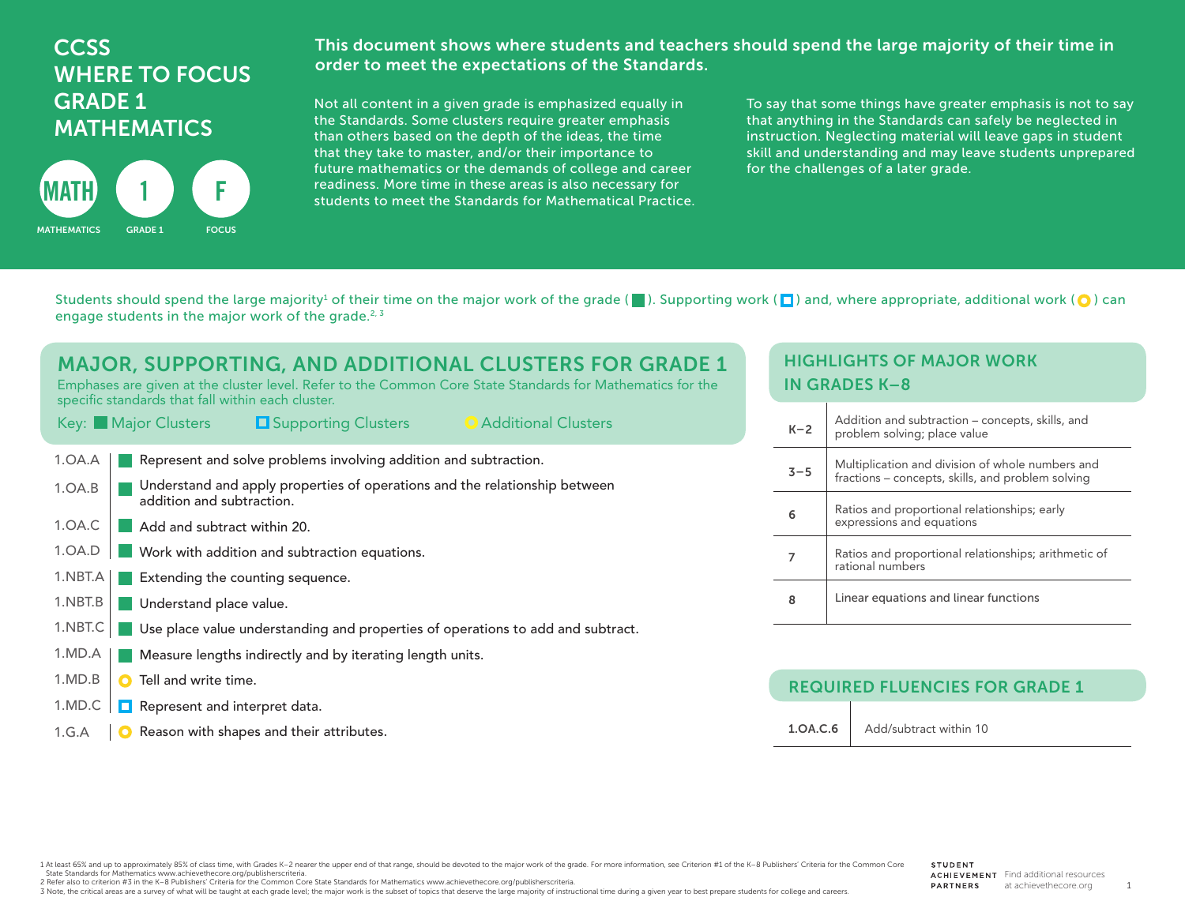# CCSS WHERE TO FOCUS GRADE 1 MATHEMATICS

MATH — MATHEMATICS | 1 — GRADE 1 | F — FOCUS

**This document shows where students and teachers should spend the large majority of their time in order to meet the expectations of the Standards.**

Not all content in a given grade is emphasized equally in the Standards. Some clusters require greater emphasis than others based on the depth of the ideas, the time that they take to master, and/or their importance to future mathematics or the demands of college and career readiness. More time in these areas is also necessary for students to meet the Standards for Mathematical Practice.

To say that some things have greater emphasis is not to say that anything in the Standards can safely be neglected in instruction. Neglecting material will leave gaps in student skill and understanding and may leave students unprepared for the challenges of a later grade.

Students should spend the large majority[1] of their time on the major work of the grade (■). Supporting work (□) and, where appropriate, additional work (○) can engage students in the major work of the grade.[2, 3]

## MAJOR, SUPPORTING, AND ADDITIONAL CLUSTERS FOR GRADE 1

Emphases are given at the cluster level. Refer to the Common Core State Standards for Mathematics for the specific standards that fall within each cluster.

Key: ■ Major Clusters □ Supporting Clusters ○ Additional Clusters

| Cluster | | Description |
|---|---|---|
| 1.OA.A | ■ | Represent and solve problems involving addition and subtraction. |
| 1.OA.B | ■ | Understand and apply properties of operations and the relationship between addition and subtraction. |
| 1.OA.C | ■ | Add and subtract within 20. |
| 1.OA.D | ■ | Work with addition and subtraction equations. |
| 1.NBT.A | ■ | Extending the counting sequence. |
| 1.NBT.B | ■ | Understand place value. |
| 1.NBT.C | ■ | Use place value understanding and properties of operations to add and subtract. |
| 1.MD.A | ■ | Measure lengths indirectly and by iterating length units. |
| 1.MD.B | ○ | Tell and write time. |
| 1.MD.C | □ | Represent and interpret data. |
| 1.G.A | ○ | Reason with shapes and their attributes. |

## HIGHLIGHTS OF MAJOR WORK IN GRADES K–8

| Grades | Major Work |
|---|---|
| K–2 | Addition and subtraction – concepts, skills, and problem solving; place value |
| 3–5 | Multiplication and division of whole numbers and fractions – concepts, skills, and problem solving |
| 6 | Ratios and proportional relationships; early expressions and equations |
| 7 | Ratios and proportional relationships; arithmetic of rational numbers |
| 8 | Linear equations and linear functions |

## REQUIRED FLUENCIES FOR GRADE 1

| Standard | Fluency |
|---|---|
| **1.OA.C.6** | Add/subtract within 10 |

1 At least 65% and up to approximately 85% of class time, with Grades K–2 nearer the upper end of that range, should be devoted to the major work of the grade. For more information, see Criterion #1 of the K–8 Publishers' Criteria for the Common Core State Standards for Mathematics www.achievethecore.org/publisherscriteria.

2 Refer also to criterion #3 in the K–8 Publishers' Criteria for the Common Core State Standards for Mathematics www.achievethecore.org/publisherscriteria.

3 Note, the critical areas are a survey of what will be taught at each grade level; the major work is the subset of topics that deserve the large majority of instructional time during a given year to best prepare students for college and careers.

STUDENT ACHIEVEMENT PARTNERS — Find additional resources at achievethecore.org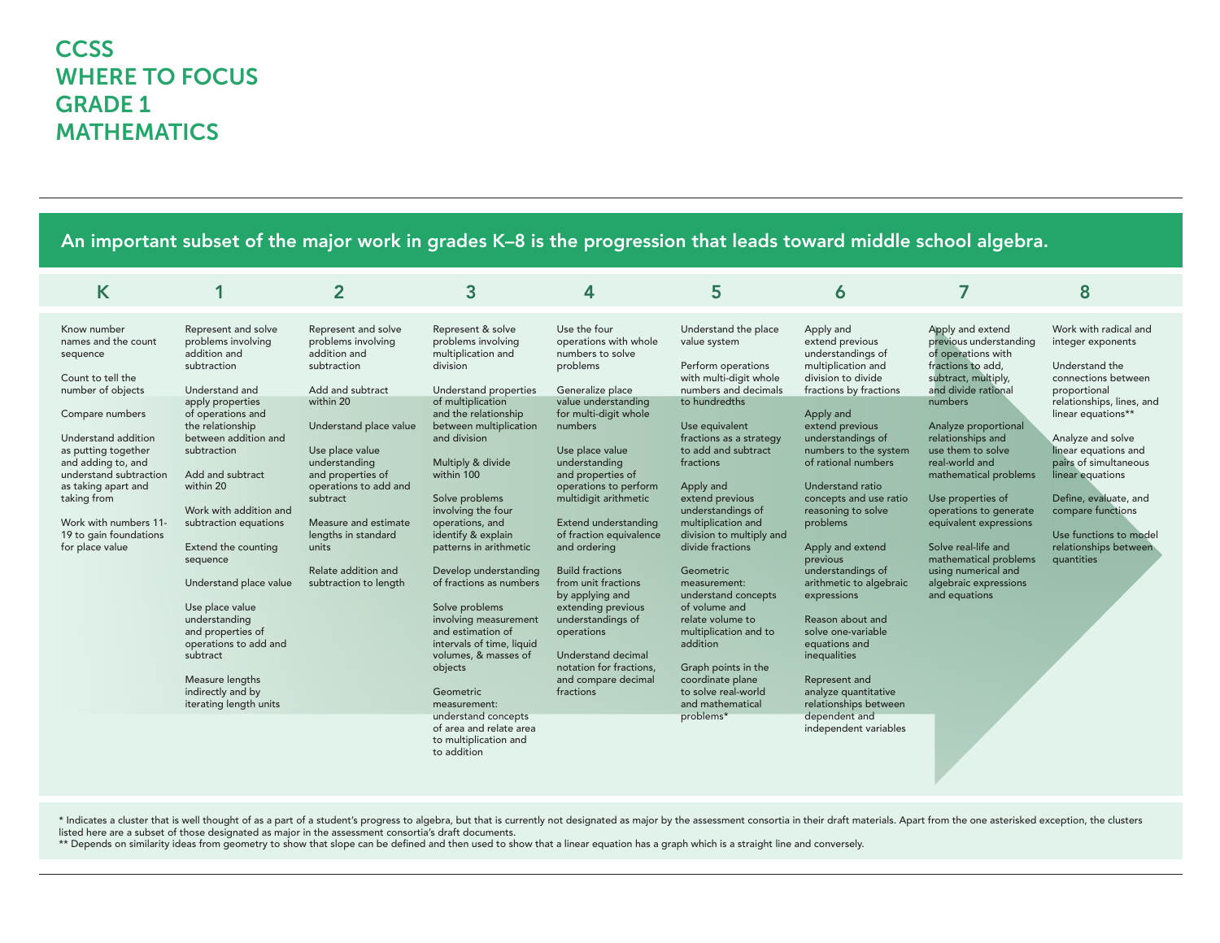# CCSS WHERE TO FOCUS GRADE 1 MATHEMATICS

## An important subset of the major work in grades K–8 is the progression that leads toward middle school algebra.

| K | 1 | 2 | 3 | 4 | 5 | 6 | 7 | 8 |
|---|---|---|---|---|---|---|---|---|
| Know number names and the count sequence<br><br>Count to tell the number of objects<br><br>Compare numbers<br><br>Understand addition as putting together and adding to, and understand subtraction as taking apart and taking from<br><br>Work with numbers 11-19 to gain foundations for place value | Represent and solve problems involving addition and subtraction<br><br>Understand and apply properties of operations and the relationship between addition and subtraction<br><br>Add and subtract within 20<br><br>Work with addition and subtraction equations<br><br>Extend the counting sequence<br><br>Understand place value<br><br>Use place value understanding and properties of operations to add and subtract<br><br>Measure lengths indirectly and by iterating length units | Represent and solve problems involving addition and subtraction<br><br>Add and subtract within 20<br><br>Understand place value<br><br>Use place value understanding and properties of operations to add and subtract<br><br>Measure and estimate lengths in standard units<br><br>Relate addition and subtraction to length | Represent & solve problems involving multiplication and division<br><br>Understand properties of multiplication and the relationship between multiplication and division<br><br>Multiply & divide within 100<br><br>Solve problems involving the four operations, and identify & explain patterns in arithmetic<br><br>Develop understanding of fractions as numbers<br><br>Solve problems involving measurement and estimation of intervals of time, liquid volumes, & masses of objects<br><br>Geometric measurement: understand concepts of area and relate area to multiplication and to addition | Use the four operations with whole numbers to solve problems<br><br>Generalize place value understanding for multi-digit whole numbers<br><br>Use place value understanding and properties of operations to perform multidigit arithmetic<br><br>Extend understanding of fraction equivalence and ordering<br><br>Build fractions from unit fractions by applying and extending previous understandings of operations<br><br>Understand decimal notation for fractions, and compare decimal fractions | Understand the place value system<br><br>Perform operations with multi-digit whole numbers and decimals to hundredths<br><br>Use equivalent fractions as a strategy to add and subtract fractions<br><br>Apply and extend previous understandings of multiplication and division to multiply and divide fractions<br><br>Geometric measurement: understand concepts of volume and relate volume to multiplication and to addition<br><br>Graph points in the coordinate plane to solve real-world and mathematical problems* | Apply and extend previous understandings of multiplication and division to divide fractions by fractions<br><br>Apply and extend previous understandings of numbers to the system of rational numbers<br><br>Understand ratio concepts and use ratio reasoning to solve problems<br><br>Apply and extend previous understandings of arithmetic to algebraic expressions<br><br>Reason about and solve one-variable equations and inequalities<br><br>Represent and analyze quantitative relationships between dependent and independent variables | Apply and extend previous understanding of operations with fractions to add, subtract, multiply, and divide rational numbers<br><br>Analyze proportional relationships and use them to solve real-world and mathematical problems<br><br>Use properties of operations to generate equivalent expressions<br><br>Solve real-life and mathematical problems using numerical and algebraic expressions and equations | Work with radical and integer exponents<br><br>Understand the connections between proportional relationships, lines, and linear equations**<br><br>Analyze and solve linear equations and pairs of simultaneous linear equations<br><br>Define, evaluate, and compare functions<br><br>Use functions to model relationships between quantities |

\* Indicates a cluster that is well thought of as a part of a student's progress to algebra, but that is currently not designated as major by the assessment consortia in their draft materials. Apart from the one asterisked exception, the clusters listed here are a subset of those designated as major in the assessment consortia's draft documents.

\*\* Depends on similarity ideas from geometry to show that slope can be defined and then used to show that a linear equation has a graph which is a straight line and conversely.